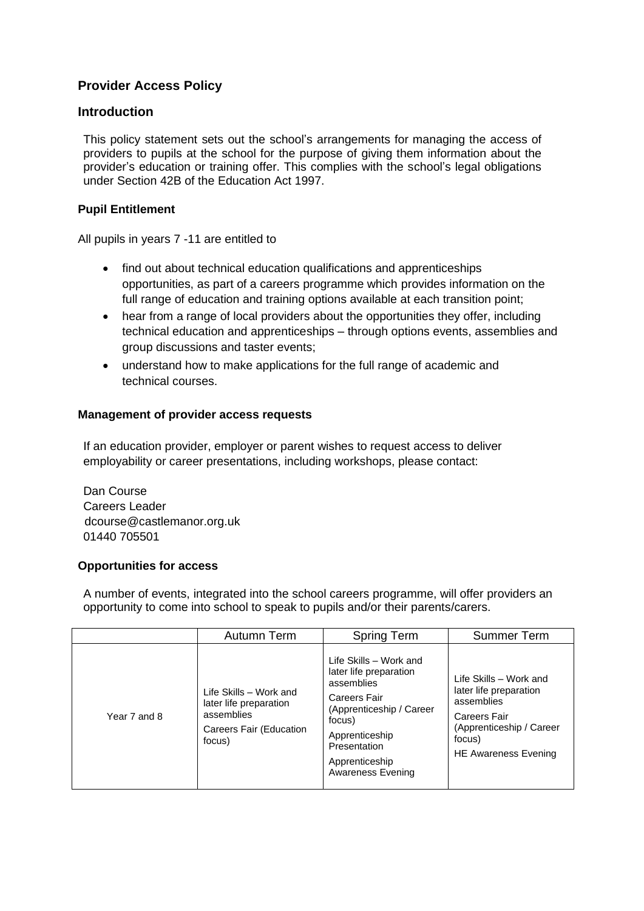## Provider Access Policy

## Introduction

This policy statement sets out the school's arrangements for managing the access of providers to pupils at the school for the purpose of giving them information about the provider's education or training offer. This complies with the school's legal obligations under Section 42B of the Education Act 1997.

### Pupil Entitlement

All pupils in years 7 -11 are entitled to

- find out about technical education qualifications and apprenticeships opportunities, as part of a careers programme which provides information on the full range of education and training options available at each transition point;
- hear from a range of local providers about the opportunities they offer, including technical education and apprenticeships – through options events, assemblies and group discussions and taster events;
- understand how to make applications for the full range of academic and technical courses.

### Management of provider access requests

If an education provider, employer or parent wishes to request access to deliver employability or career presentations, including workshops, please contact:

Dan Course
Careers Leader
dcourse@castlemanor.org.uk
01440 705501

### Opportunities for access

A number of events, integrated into the school careers programme, will offer providers an opportunity to come into school to speak to pupils and/or their parents/carers.

| | Autumn Term | Spring Term | Summer Term |
|---|---|---|---|
| Year 7 and 8 | Life Skills – Work and later life preparation assemblies<br>Careers Fair (Education focus) | Life Skills – Work and later life preparation assemblies<br>Careers Fair (Apprenticeship / Career focus)<br>Apprenticeship Presentation<br>Apprenticeship Awareness Evening | Life Skills – Work and later life preparation assemblies<br>Careers Fair (Apprenticeship / Career focus)<br>HE Awareness Evening |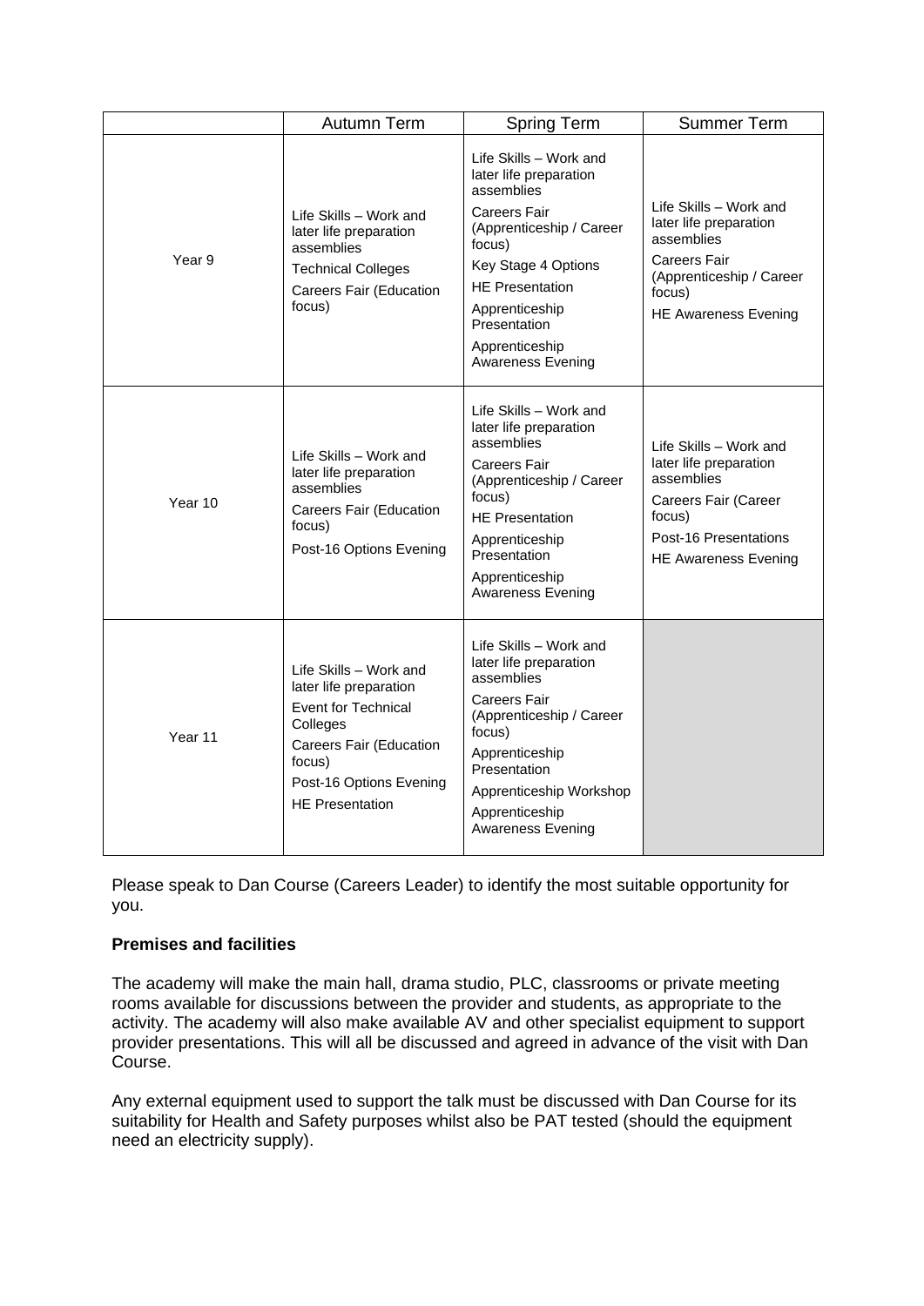| | Autumn Term | Spring Term | Summer Term |
|---|---|---|---|
| Year 9 | Life Skills – Work and later life preparation assemblies<br>Technical Colleges<br>Careers Fair (Education focus) | Life Skills – Work and later life preparation assemblies<br>Careers Fair (Apprenticeship / Career focus)<br>Key Stage 4 Options<br>HE Presentation<br>Apprenticeship Presentation<br>Apprenticeship Awareness Evening | Life Skills – Work and later life preparation assemblies<br>Careers Fair (Apprenticeship / Career focus)<br>HE Awareness Evening |
| Year 10 | Life Skills – Work and later life preparation assemblies<br>Careers Fair (Education focus)<br>Post-16 Options Evening | Life Skills – Work and later life preparation assemblies<br>Careers Fair (Apprenticeship / Career focus)<br>HE Presentation<br>Apprenticeship Presentation<br>Apprenticeship Awareness Evening | Life Skills – Work and later life preparation assemblies<br>Careers Fair (Career focus)<br>Post-16 Presentations<br>HE Awareness Evening |
| Year 11 | Life Skills – Work and later life preparation<br>Event for Technical Colleges<br>Careers Fair (Education focus)<br>Post-16 Options Evening<br>HE Presentation | Life Skills – Work and later life preparation assemblies<br>Careers Fair (Apprenticeship / Career focus)<br>Apprenticeship Presentation<br>Apprenticeship Workshop<br>Apprenticeship Awareness Evening | |

Please speak to Dan Course (Careers Leader) to identify the most suitable opportunity for you.

**Premises and facilities**

The academy will make the main hall, drama studio, PLC, classrooms or private meeting rooms available for discussions between the provider and students, as appropriate to the activity. The academy will also make available AV and other specialist equipment to support provider presentations. This will all be discussed and agreed in advance of the visit with Dan Course.

Any external equipment used to support the talk must be discussed with Dan Course for its suitability for Health and Safety purposes whilst also be PAT tested (should the equipment need an electricity supply).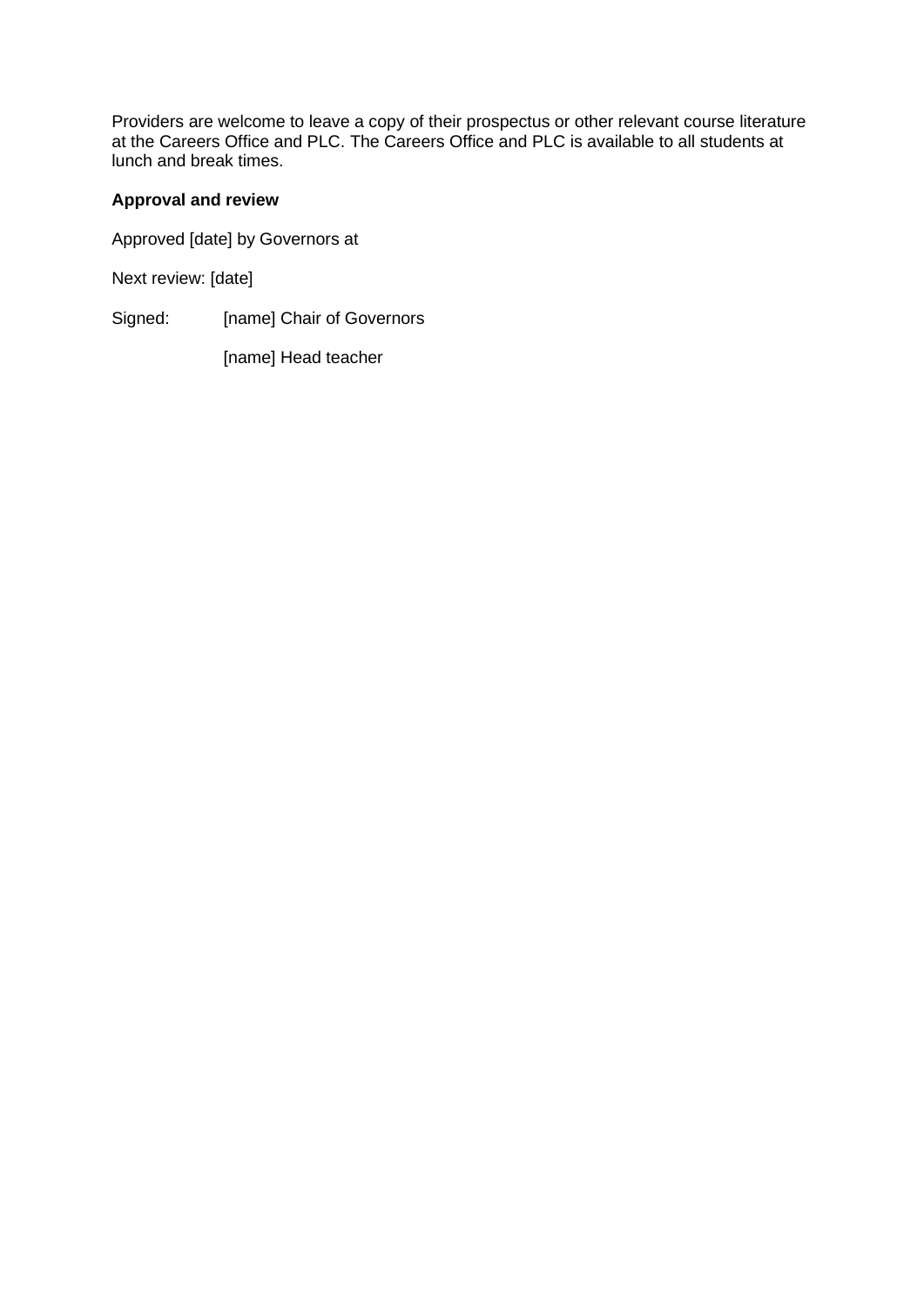Providers are welcome to leave a copy of their prospectus or other relevant course literature at the Careers Office and PLC. The Careers Office and PLC is available to all students at lunch and break times.

**Approval and review**

Approved [date] by Governors at

Next review: [date]

Signed: [name] Chair of Governors

[name] Head teacher